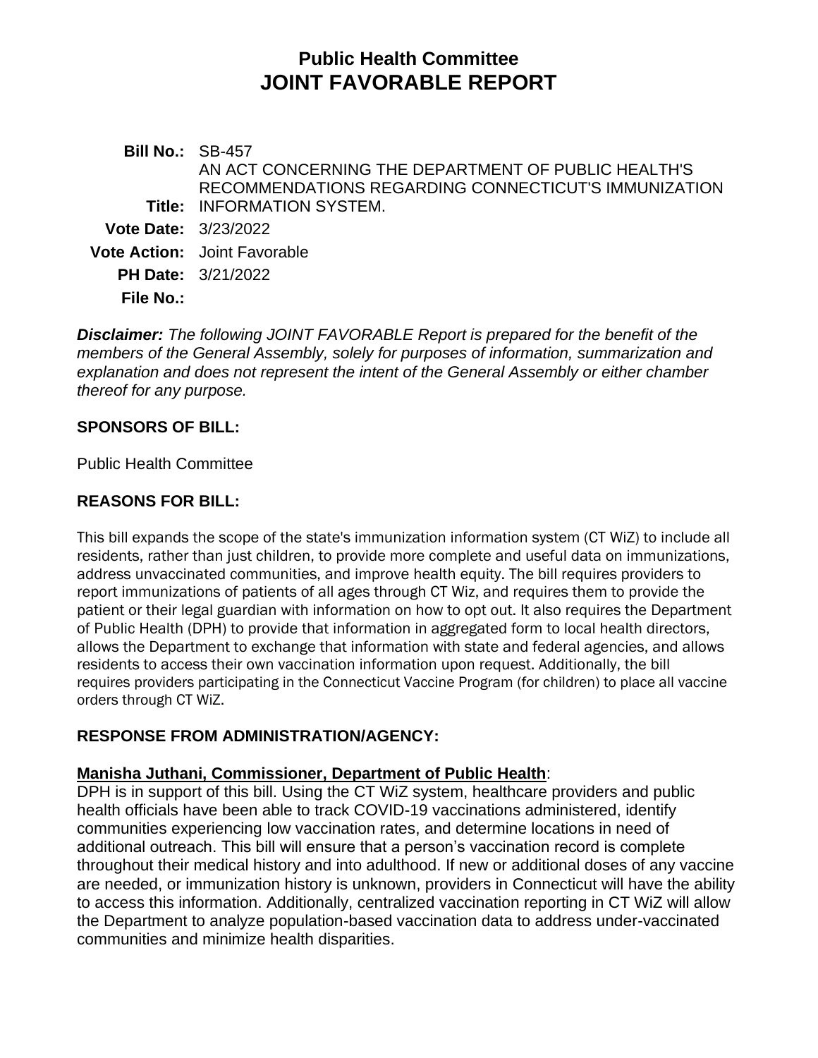# Public Health Committee
# JOINT FAVORABLE REPORT

**Bill No.:** SB-457

**Title:** AN ACT CONCERNING THE DEPARTMENT OF PUBLIC HEALTH'S RECOMMENDATIONS REGARDING CONNECTICUT'S IMMUNIZATION INFORMATION SYSTEM.

**Vote Date:** 3/23/2022

**Vote Action:** Joint Favorable

**PH Date:** 3/21/2022

**File No.:**

***Disclaimer:*** *The following JOINT FAVORABLE Report is prepared for the benefit of the members of the General Assembly, solely for purposes of information, summarization and explanation and does not represent the intent of the General Assembly or either chamber thereof for any purpose.*

## SPONSORS OF BILL:

Public Health Committee

## REASONS FOR BILL:

This bill expands the scope of the state's immunization information system (CT WiZ) to include all residents, rather than just children, to provide more complete and useful data on immunizations, address unvaccinated communities, and improve health equity. The bill requires providers to report immunizations of patients of all ages through CT Wiz, and requires them to provide the patient or their legal guardian with information on how to opt out. It also requires the Department of Public Health (DPH) to provide that information in aggregated form to local health directors, allows the Department to exchange that information with state and federal agencies, and allows residents to access their own vaccination information upon request. Additionally, the bill requires providers participating in the Connecticut Vaccine Program (for children) to place all vaccine orders through CT WiZ.

## RESPONSE FROM ADMINISTRATION/AGENCY:

**Manisha Juthani, Commissioner, Department of Public Health**:

DPH is in support of this bill. Using the CT WiZ system, healthcare providers and public health officials have been able to track COVID-19 vaccinations administered, identify communities experiencing low vaccination rates, and determine locations in need of additional outreach. This bill will ensure that a person's vaccination record is complete throughout their medical history and into adulthood. If new or additional doses of any vaccine are needed, or immunization history is unknown, providers in Connecticut will have the ability to access this information. Additionally, centralized vaccination reporting in CT WiZ will allow the Department to analyze population-based vaccination data to address under-vaccinated communities and minimize health disparities.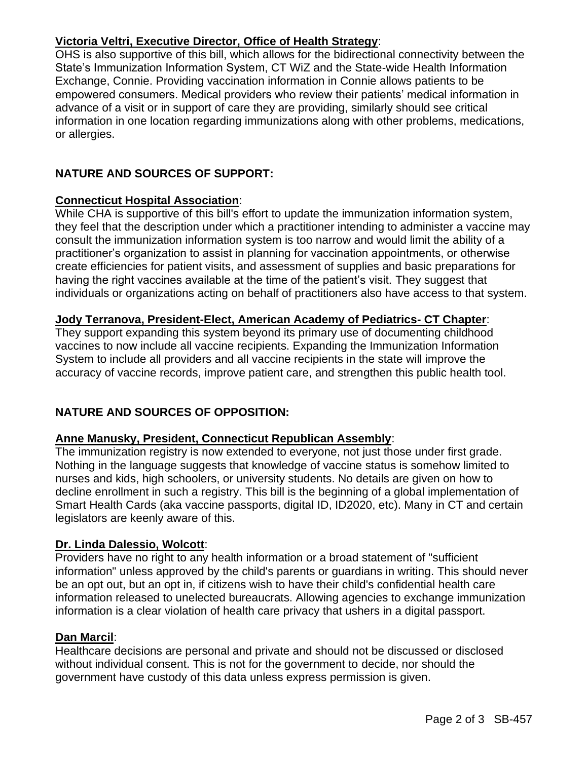**Victoria Veltri, Executive Director, Office of Health Strategy**:
OHS is also supportive of this bill, which allows for the bidirectional connectivity between the State's Immunization Information System, CT WiZ and the State-wide Health Information Exchange, Connie. Providing vaccination information in Connie allows patients to be empowered consumers. Medical providers who review their patients' medical information in advance of a visit or in support of care they are providing, similarly should see critical information in one location regarding immunizations along with other problems, medications, or allergies.

## NATURE AND SOURCES OF SUPPORT:

**Connecticut Hospital Association**:
While CHA is supportive of this bill's effort to update the immunization information system, they feel that the description under which a practitioner intending to administer a vaccine may consult the immunization information system is too narrow and would limit the ability of a practitioner's organization to assist in planning for vaccination appointments, or otherwise create efficiencies for patient visits, and assessment of supplies and basic preparations for having the right vaccines available at the time of the patient's visit. They suggest that individuals or organizations acting on behalf of practitioners also have access to that system.

**Jody Terranova, President-Elect, American Academy of Pediatrics- CT Chapter**:
They support expanding this system beyond its primary use of documenting childhood vaccines to now include all vaccine recipients. Expanding the Immunization Information System to include all providers and all vaccine recipients in the state will improve the accuracy of vaccine records, improve patient care, and strengthen this public health tool.

## NATURE AND SOURCES OF OPPOSITION:

**Anne Manusky, President, Connecticut Republican Assembly**:
The immunization registry is now extended to everyone, not just those under first grade. Nothing in the language suggests that knowledge of vaccine status is somehow limited to nurses and kids, high schoolers, or university students. No details are given on how to decline enrollment in such a registry. This bill is the beginning of a global implementation of Smart Health Cards (aka vaccine passports, digital ID, ID2020, etc). Many in CT and certain legislators are keenly aware of this.

**Dr. Linda Dalessio, Wolcott**:
Providers have no right to any health information or a broad statement of "sufficient information" unless approved by the child's parents or guardians in writing. This should never be an opt out, but an opt in, if citizens wish to have their child's confidential health care information released to unelected bureaucrats. Allowing agencies to exchange immunization information is a clear violation of health care privacy that ushers in a digital passport.

**Dan Marcil**:
Healthcare decisions are personal and private and should not be discussed or disclosed without individual consent. This is not for the government to decide, nor should the government have custody of this data unless express permission is given.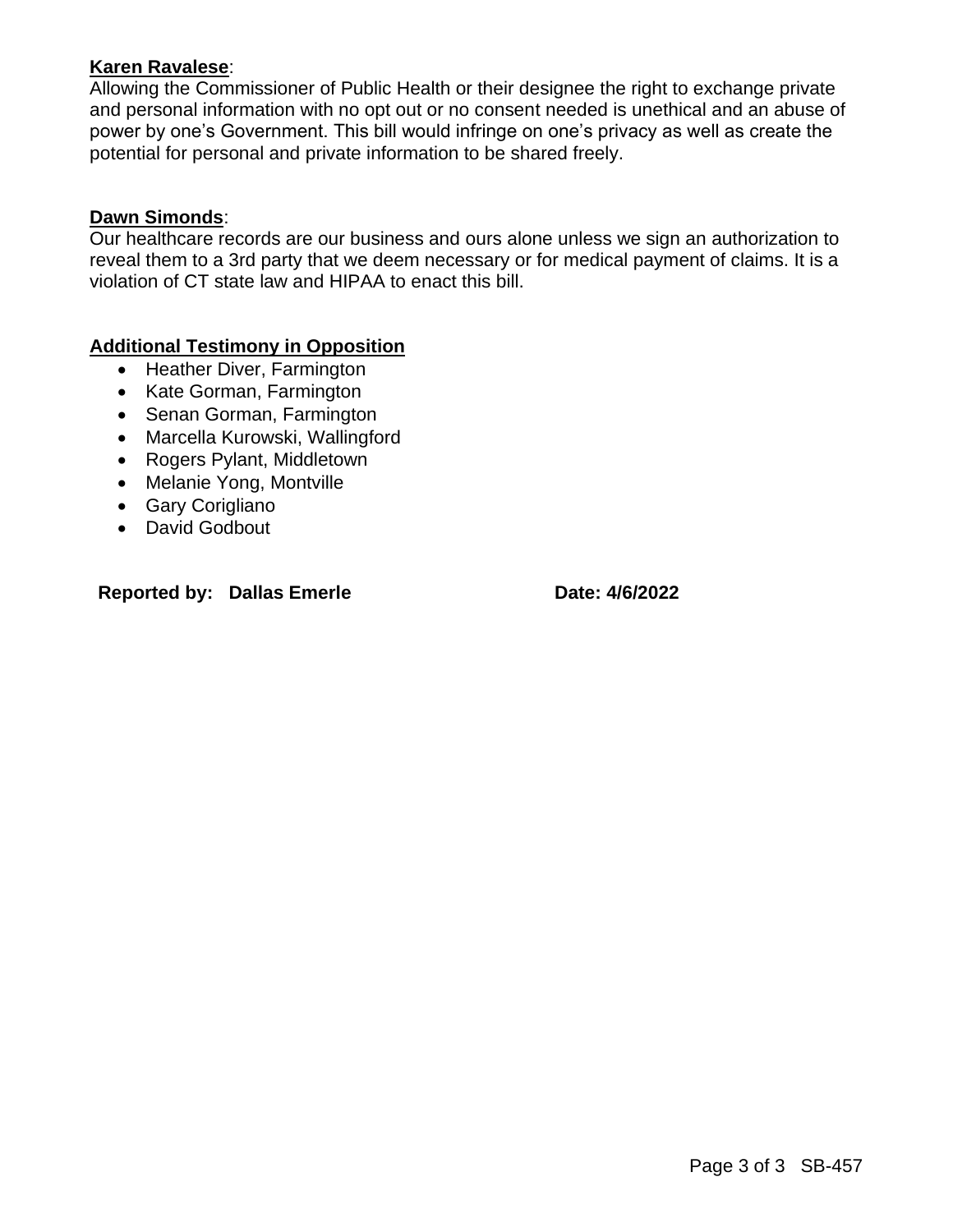**Karen Ravalese**:
Allowing the Commissioner of Public Health or their designee the right to exchange private and personal information with no opt out or no consent needed is unethical and an abuse of power by one's Government. This bill would infringe on one's privacy as well as create the potential for personal and private information to be shared freely.

**Dawn Simonds**:
Our healthcare records are our business and ours alone unless we sign an authorization to reveal them to a 3rd party that we deem necessary or for medical payment of claims. It is a violation of CT state law and HIPAA to enact this bill.

**Additional Testimony in Opposition**

- Heather Diver, Farmington
- Kate Gorman, Farmington
- Senan Gorman, Farmington
- Marcella Kurowski, Wallingford
- Rogers Pylant, Middletown
- Melanie Yong, Montville
- Gary Corigliano
- David Godbout

**Reported by: Dallas Emerle** **Date: 4/6/2022**